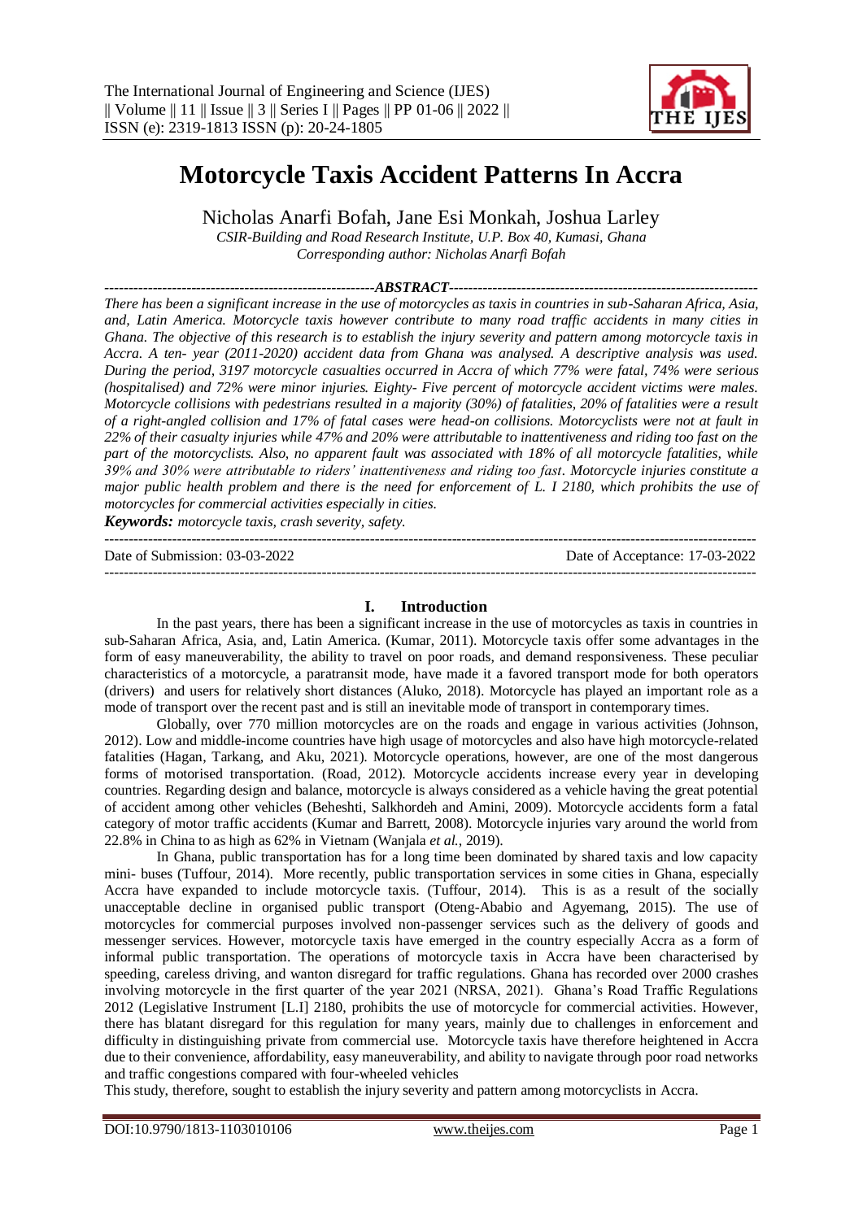# Motorcycle Taxis Accident Patterns In Accra

Nicholas Anarfi Bofah, Jane Esi Monkah, Joshua Larley

*CSIR-Building and Road Research Institute, U.P. Box 40, Kumasi, Ghana*
*Corresponding author: Nicholas Anarfi Bofah*

## ABSTRACT

*There has been a significant increase in the use of motorcycles as taxis in countries in sub-Saharan Africa, Asia, and, Latin America. Motorcycle taxis however contribute to many road traffic accidents in many cities in Ghana. The objective of this research is to establish the injury severity and pattern among motorcycle taxis in Accra. A ten- year (2011-2020) accident data from Ghana was analysed. A descriptive analysis was used. During the period, 3197 motorcycle casualties occurred in Accra of which 77% were fatal, 74% were serious (hospitalised) and 72% were minor injuries. Eighty- Five percent of motorcycle accident victims were males. Motorcycle collisions with pedestrians resulted in a majority (30%) of fatalities, 20% of fatalities were a result of a right-angled collision and 17% of fatal cases were head-on collisions. Motorcyclists were not at fault in 22% of their casualty injuries while 47% and 20% were attributable to inattentiveness and riding too fast on the part of the motorcyclists. Also, no apparent fault was associated with 18% of all motorcycle fatalities, while 39% and 30% were attributable to riders' inattentiveness and riding too fast. Motorcycle injuries constitute a major public health problem and there is the need for enforcement of L. I 2180, which prohibits the use of motorcycles for commercial activities especially in cities.*

***Keywords:*** *motorcycle taxis, crash severity, safety.*

Date of Submission: 03-03-2022 | Date of Acceptance: 17-03-2022

## I. Introduction

In the past years, there has been a significant increase in the use of motorcycles as taxis in countries in sub-Saharan Africa, Asia, and, Latin America. (Kumar, 2011). Motorcycle taxis offer some advantages in the form of easy maneuverability, the ability to travel on poor roads, and demand responsiveness. These peculiar characteristics of a motorcycle, a paratransit mode, have made it a favored transport mode for both operators (drivers) and users for relatively short distances (Aluko, 2018). Motorcycle has played an important role as a mode of transport over the recent past and is still an inevitable mode of transport in contemporary times.

Globally, over 770 million motorcycles are on the roads and engage in various activities (Johnson, 2012). Low and middle-income countries have high usage of motorcycles and also have high motorcycle-related fatalities (Hagan, Tarkang, and Aku, 2021). Motorcycle operations, however, are one of the most dangerous forms of motorised transportation. (Road, 2012). Motorcycle accidents increase every year in developing countries. Regarding design and balance, motorcycle is always considered as a vehicle having the great potential of accident among other vehicles (Beheshti, Salkhordeh and Amini, 2009). Motorcycle accidents form a fatal category of motor traffic accidents (Kumar and Barrett, 2008). Motorcycle injuries vary around the world from 22.8% in China to as high as 62% in Vietnam (Wanjala *et al.*, 2019).

In Ghana, public transportation has for a long time been dominated by shared taxis and low capacity mini- buses (Tuffour, 2014). More recently, public transportation services in some cities in Ghana, especially Accra have expanded to include motorcycle taxis. (Tuffour, 2014). This is as a result of the socially unacceptable decline in organised public transport (Oteng-Ababio and Agyemang, 2015). The use of motorcycles for commercial purposes involved non-passenger services such as the delivery of goods and messenger services. However, motorcycle taxis have emerged in the country especially Accra as a form of informal public transportation. The operations of motorcycle taxis in Accra have been characterised by speeding, careless driving, and wanton disregard for traffic regulations. Ghana has recorded over 2000 crashes involving motorcycle in the first quarter of the year 2021 (NRSA, 2021). Ghana's Road Traffic Regulations 2012 (Legislative Instrument [L.I] 2180, prohibits the use of motorcycle for commercial activities. However, there has blatant disregard for this regulation for many years, mainly due to challenges in enforcement and difficulty in distinguishing private from commercial use. Motorcycle taxis have therefore heightened in Accra due to their convenience, affordability, easy maneuverability, and ability to navigate through poor road networks and traffic congestions compared with four-wheeled vehicles

This study, therefore, sought to establish the injury severity and pattern among motorcyclists in Accra.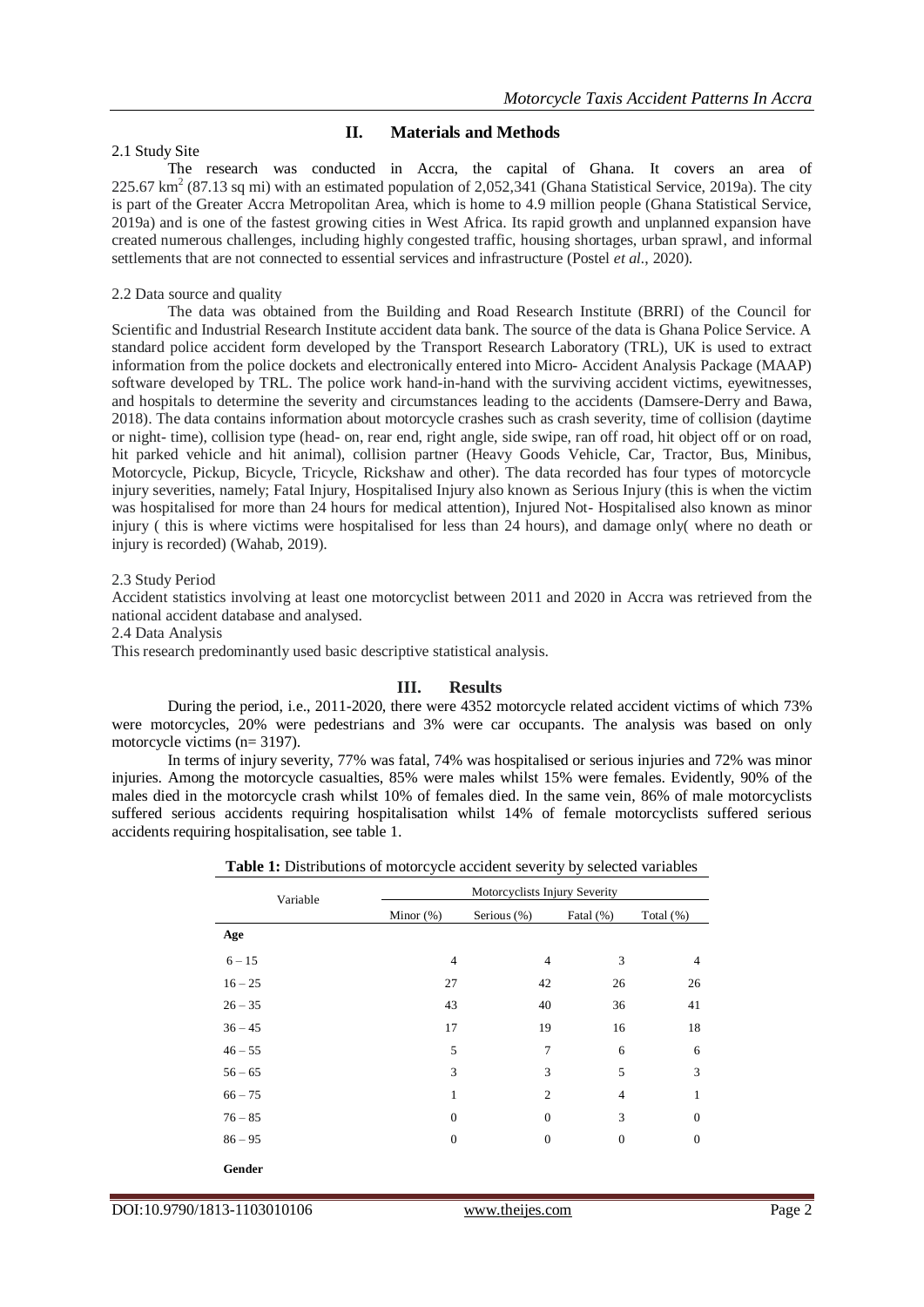## II. Materials and Methods

2.1 Study Site

The research was conducted in Accra, the capital of Ghana. It covers an area of 225.67 km$^2$ (87.13 sq mi) with an estimated population of 2,052,341 (Ghana Statistical Service, 2019a). The city is part of the Greater Accra Metropolitan Area, which is home to 4.9 million people (Ghana Statistical Service, 2019a) and is one of the fastest growing cities in West Africa. Its rapid growth and unplanned expansion have created numerous challenges, including highly congested traffic, housing shortages, urban sprawl, and informal settlements that are not connected to essential services and infrastructure (Postel *et al.*, 2020).

2.2 Data source and quality

The data was obtained from the Building and Road Research Institute (BRRI) of the Council for Scientific and Industrial Research Institute accident data bank. The source of the data is Ghana Police Service. A standard police accident form developed by the Transport Research Laboratory (TRL), UK is used to extract information from the police dockets and electronically entered into Micro- Accident Analysis Package (MAAP) software developed by TRL. The police work hand-in-hand with the surviving accident victims, eyewitnesses, and hospitals to determine the severity and circumstances leading to the accidents (Damsere-Derry and Bawa, 2018). The data contains information about motorcycle crashes such as crash severity, time of collision (daytime or night- time), collision type (head- on, rear end, right angle, side swipe, ran off road, hit object off or on road, hit parked vehicle and hit animal), collision partner (Heavy Goods Vehicle, Car, Tractor, Bus, Minibus, Motorcycle, Pickup, Bicycle, Tricycle, Rickshaw and other). The data recorded has four types of motorcycle injury severities, namely; Fatal Injury, Hospitalised Injury also known as Serious Injury (this is when the victim was hospitalised for more than 24 hours for medical attention), Injured Not- Hospitalised also known as minor injury ( this is where victims were hospitalised for less than 24 hours), and damage only( where no death or injury is recorded) (Wahab, 2019).

2.3 Study Period

Accident statistics involving at least one motorcyclist between 2011 and 2020 in Accra was retrieved from the national accident database and analysed.

2.4 Data Analysis

This research predominantly used basic descriptive statistical analysis.

## III. Results

During the period, i.e., 2011-2020, there were 4352 motorcycle related accident victims of which 73% were motorcycles, 20% were pedestrians and 3% were car occupants. The analysis was based on only motorcycle victims (n= 3197).

In terms of injury severity, 77% was fatal, 74% was hospitalised or serious injuries and 72% was minor injuries. Among the motorcycle casualties, 85% were males whilst 15% were females. Evidently, 90% of the males died in the motorcycle crash whilst 10% of females died. In the same vein, 86% of male motorcyclists suffered serious accidents requiring hospitalisation whilst 14% of female motorcyclists suffered serious accidents requiring hospitalisation, see table 1.

**Table 1:** Distributions of motorcycle accident severity by selected variables

| Variable | Motorcyclists Injury Severity | | | |
|---|---|---|---|---|
| | Minor (%) | Serious (%) | Fatal (%) | Total (%) |
| **Age** | | | | |
| 6 – 15 | 4 | 4 | 3 | 4 |
| 16 – 25 | 27 | 42 | 26 | 26 |
| 26 – 35 | 43 | 40 | 36 | 41 |
| 36 – 45 | 17 | 19 | 16 | 18 |
| 46 – 55 | 5 | 7 | 6 | 6 |
| 56 – 65 | 3 | 3 | 5 | 3 |
| 66 – 75 | 1 | 2 | 4 | 1 |
| 76 – 85 | 0 | 0 | 3 | 0 |
| 86 – 95 | 0 | 0 | 0 | 0 |
| **Gender** | | | | |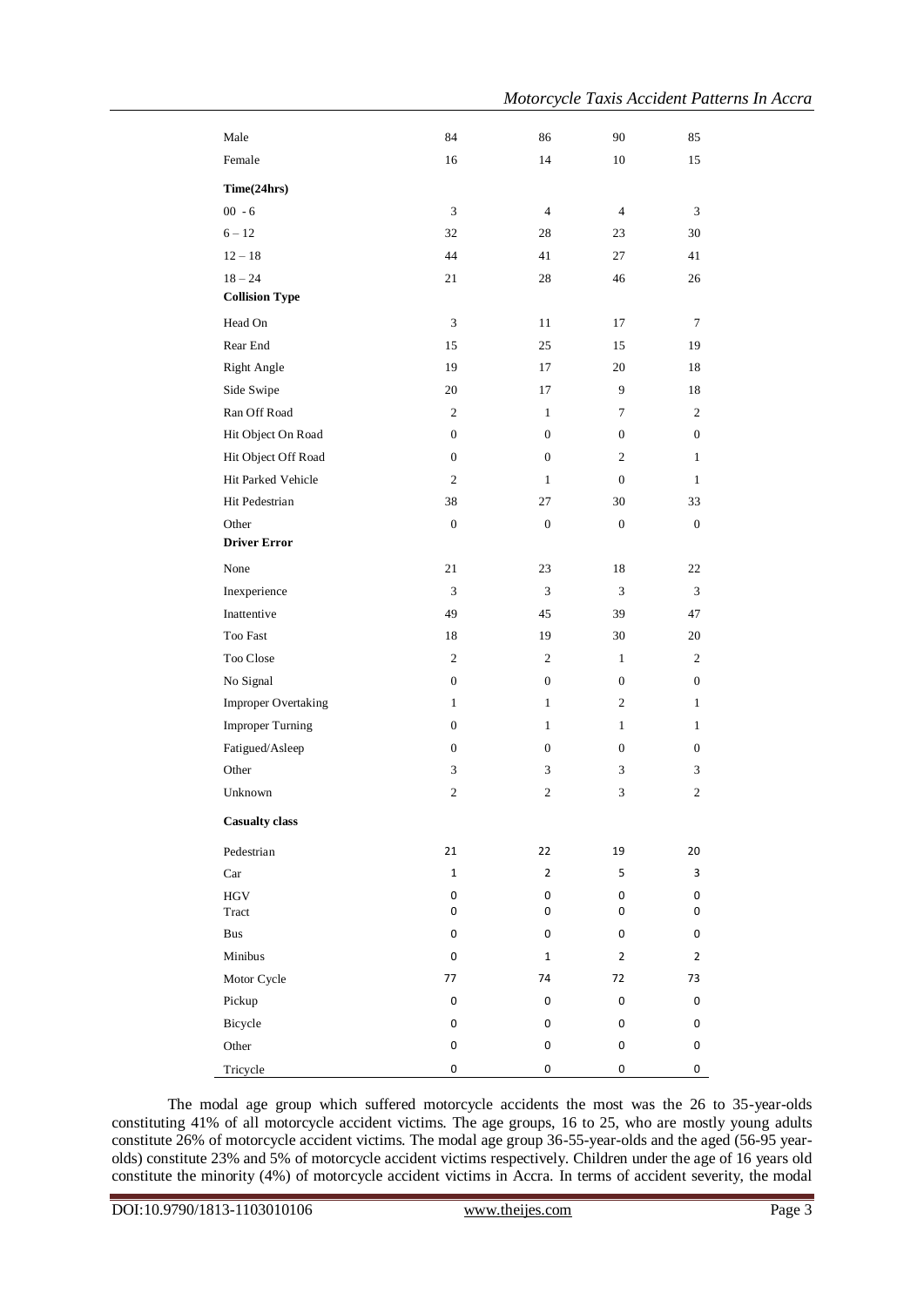| | | | | |
|---|---|---|---|---|
| Male | 84 | 86 | 90 | 85 |
| Female | 16 | 14 | 10 | 15 |
| **Time(24hrs)** | | | | |
| 00 - 6 | 3 | 4 | 4 | 3 |
| 6 – 12 | 32 | 28 | 23 | 30 |
| 12 – 18 | 44 | 41 | 27 | 41 |
| 18 – 24 | 21 | 28 | 46 | 26 |
| **Collision Type** | | | | |
| Head On | 3 | 11 | 17 | 7 |
| Rear End | 15 | 25 | 15 | 19 |
| Right Angle | 19 | 17 | 20 | 18 |
| Side Swipe | 20 | 17 | 9 | 18 |
| Ran Off Road | 2 | 1 | 7 | 2 |
| Hit Object On Road | 0 | 0 | 0 | 0 |
| Hit Object Off Road | 0 | 0 | 2 | 1 |
| Hit Parked Vehicle | 2 | 1 | 0 | 1 |
| Hit Pedestrian | 38 | 27 | 30 | 33 |
| Other | 0 | 0 | 0 | 0 |
| **Driver Error** | | | | |
| None | 21 | 23 | 18 | 22 |
| Inexperience | 3 | 3 | 3 | 3 |
| Inattentive | 49 | 45 | 39 | 47 |
| Too Fast | 18 | 19 | 30 | 20 |
| Too Close | 2 | 2 | 1 | 2 |
| No Signal | 0 | 0 | 0 | 0 |
| Improper Overtaking | 1 | 1 | 2 | 1 |
| Improper Turning | 0 | 1 | 1 | 1 |
| Fatigued/Asleep | 0 | 0 | 0 | 0 |
| Other | 3 | 3 | 3 | 3 |
| Unknown | 2 | 2 | 3 | 2 |
| **Casualty class** | | | | |
| Pedestrian | 21 | 22 | 19 | 20 |
| Car | 1 | 2 | 5 | 3 |
| HGV | 0 | 0 | 0 | 0 |
| Tract | 0 | 0 | 0 | 0 |
| Bus | 0 | 0 | 0 | 0 |
| Minibus | 0 | 1 | 2 | 2 |
| Motor Cycle | 77 | 74 | 72 | 73 |
| Pickup | 0 | 0 | 0 | 0 |
| Bicycle | 0 | 0 | 0 | 0 |
| Other | 0 | 0 | 0 | 0 |
| Tricycle | 0 | 0 | 0 | 0 |

The modal age group which suffered motorcycle accidents the most was the 26 to 35-year-olds constituting 41% of all motorcycle accident victims. The age groups, 16 to 25, who are mostly young adults constitute 26% of motorcycle accident victims. The modal age group 36-55-year-olds and the aged (56-95 year-olds) constitute 23% and 5% of motorcycle accident victims respectively. Children under the age of 16 years old constitute the minority (4%) of motorcycle accident victims in Accra. In terms of accident severity, the modal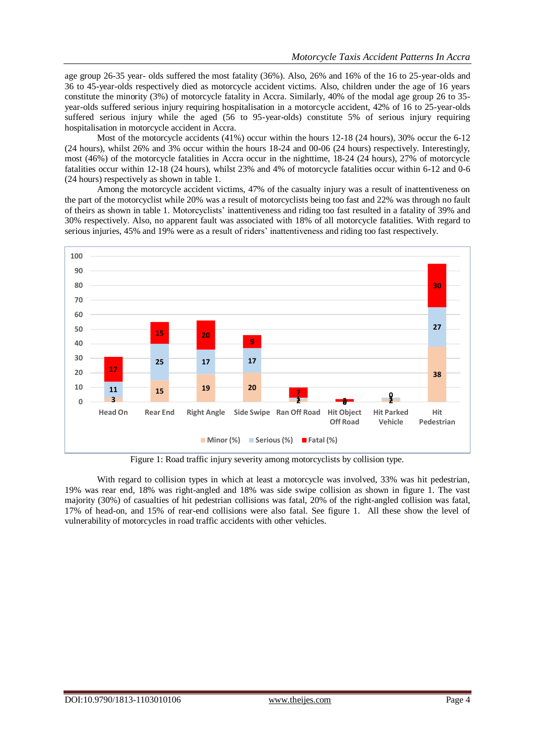age group 26-35 year- olds suffered the most fatality (36%). Also, 26% and 16% of the 16 to 25-year-olds and 36 to 45-year-olds respectively died as motorcycle accident victims. Also, children under the age of 16 years constitute the minority (3%) of motorcycle fatality in Accra. Similarly, 40% of the modal age group 26 to 35-year-olds suffered serious injury requiring hospitalisation in a motorcycle accident, 42% of 16 to 25-year-olds suffered serious injury while the aged (56 to 95-year-olds) constitute 5% of serious injury requiring hospitalisation in motorcycle accident in Accra.

Most of the motorcycle accidents (41%) occur within the hours 12-18 (24 hours), 30% occur the 6-12 (24 hours), whilst 26% and 3% occur within the hours 18-24 and 00-06 (24 hours) respectively. Interestingly, most (46%) of the motorcycle fatalities in Accra occur in the nighttime, 18-24 (24 hours), 27% of motorcycle fatalities occur within 12-18 (24 hours), whilst 23% and 4% of motorcycle fatalities occur within 6-12 and 0-6 (24 hours) respectively as shown in table 1.

Among the motorcycle accident victims, 47% of the casualty injury was a result of inattentiveness on the part of the motorcyclist while 20% was a result of motorcyclists being too fast and 22% was through no fault of theirs as shown in table 1. Motorcyclists' inattentiveness and riding too fast resulted in a fatality of 39% and 30% respectively. Also, no apparent fault was associated with 18% of all motorcycle fatalities. With regard to serious injuries, 45% and 19% were as a result of riders' inattentiveness and riding too fast respectively.

| Collision type | Minor (%) | Serious (%) | Fatal (%) |
|---|---|---|---|
| Head On | 3 | 11 | 17 |
| Rear End | 15 | 25 | 15 |
| Right Angle | 19 | 17 | 20 |
| Side Swipe | 20 | 17 | 9 |
| Ran Off Road | 2 | 1 | 7 |
| Hit Object Off Road | 0 | 0 | 2 |
| Hit Parked Vehicle | 2 | 1 | 0 |
| Hit Pedestrian | 38 | 27 | 30 |

Figure 1: Road traffic injury severity among motorcyclists by collision type.

With regard to collision types in which at least a motorcycle was involved, 33% was hit pedestrian, 19% was rear end, 18% was right-angled and 18% was side swipe collision as shown in figure 1. The vast majority (30%) of casualties of hit pedestrian collisions was fatal, 20% of the right-angled collision was fatal, 17% of head-on, and 15% of rear-end collisions were also fatal. See figure 1. All these show the level of vulnerability of motorcycles in road traffic accidents with other vehicles.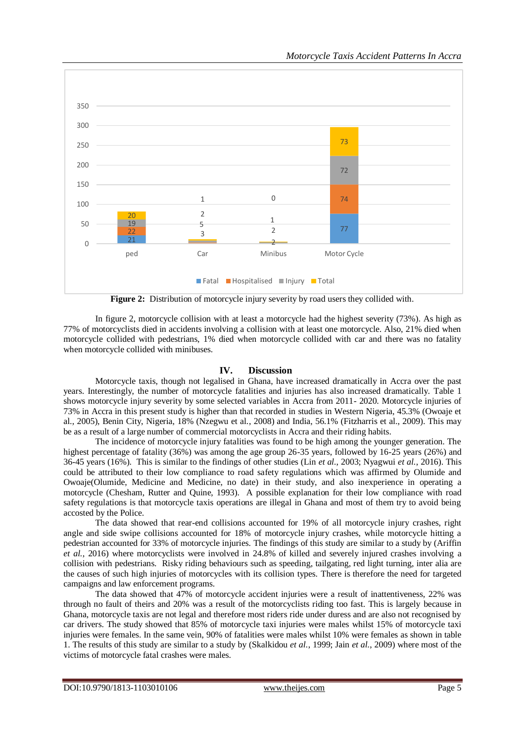**Figure 2:** Distribution of motorcycle injury severity by road users they collided with.

In figure 2, motorcycle collision with at least a motorcycle had the highest severity (73%). As high as 77% of motorcyclists died in accidents involving a collision with at least one motorcycle. Also, 21% died when motorcycle collided with pedestrians, 1% died when motorcycle collided with car and there was no fatality when motorcycle collided with minibuses.

## IV. Discussion

Motorcycle taxis, though not legalised in Ghana, have increased dramatically in Accra over the past years. Interestingly, the number of motorcycle fatalities and injuries has also increased dramatically. Table 1 shows motorcycle injury severity by some selected variables in Accra from 2011- 2020. Motorcycle injuries of 73% in Accra in this present study is higher than that recorded in studies in Western Nigeria, 45.3% (Owoaje et al., 2005), Benin City, Nigeria, 18% (Nzegwu et al., 2008) and India, 56.1% (Fitzharris et al., 2009). This may be as a result of a large number of commercial motorcyclists in Accra and their riding habits.

The incidence of motorcycle injury fatalities was found to be high among the younger generation. The highest percentage of fatality (36%) was among the age group 26-35 years, followed by 16-25 years (26%) and 36-45 years (16%). This is similar to the findings of other studies (Lin *et al.*, 2003; Nyagwui *et al.*, 2016). This could be attributed to their low compliance to road safety regulations which was affirmed by Olumide and Owoaje(Olumide, Medicine and Medicine, no date) in their study, and also inexperience in operating a motorcycle (Chesham, Rutter and Quine, 1993). A possible explanation for their low compliance with road safety regulations is that motorcycle taxis operations are illegal in Ghana and most of them try to avoid being accosted by the Police.

The data showed that rear-end collisions accounted for 19% of all motorcycle injury crashes, right angle and side swipe collisions accounted for 18% of motorcycle injury crashes, while motorcycle hitting a pedestrian accounted for 33% of motorcycle injuries. The findings of this study are similar to a study by (Ariffin *et al.*, 2016) where motorcyclists were involved in 24.8% of killed and severely injured crashes involving a collision with pedestrians. Risky riding behaviours such as speeding, tailgating, red light turning, inter alia are the causes of such high injuries of motorcycles with its collision types. There is therefore the need for targeted campaigns and law enforcement programs.

The data showed that 47% of motorcycle accident injuries were a result of inattentiveness, 22% was through no fault of theirs and 20% was a result of the motorcyclists riding too fast. This is largely because in Ghana, motorcycle taxis are not legal and therefore most riders ride under duress and are also not recognised by car drivers. The study showed that 85% of motorcycle taxi injuries were males whilst 15% of motorcycle taxi injuries were females. In the same vein, 90% of fatalities were males whilst 10% were females as shown in table 1. The results of this study are similar to a study by (Skalkidou *et al.*, 1999; Jain *et al.*, 2009) where most of the victims of motorcycle fatal crashes were males.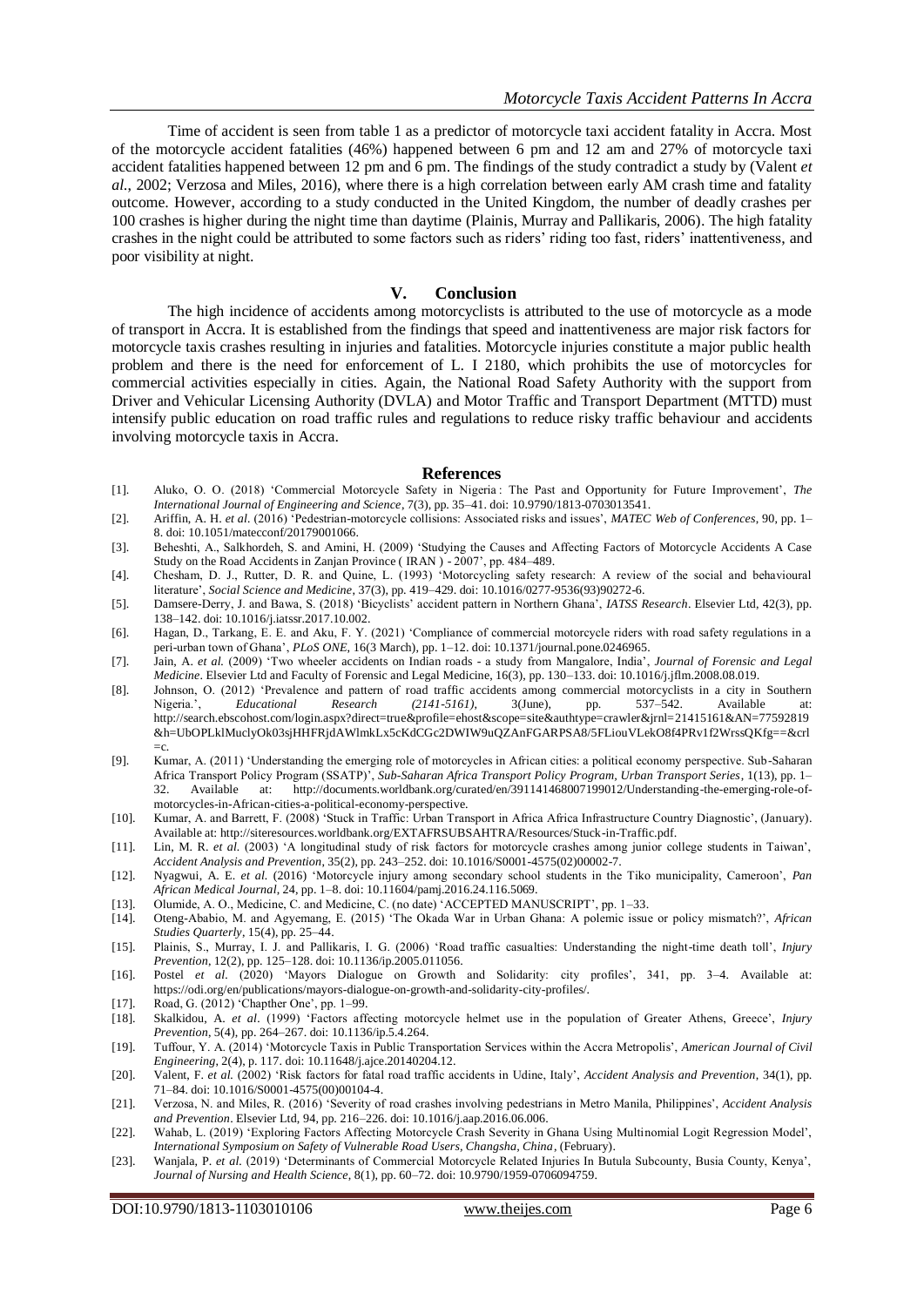Time of accident is seen from table 1 as a predictor of motorcycle taxi accident fatality in Accra. Most of the motorcycle accident fatalities (46%) happened between 6 pm and 12 am and 27% of motorcycle taxi accident fatalities happened between 12 pm and 6 pm. The findings of the study contradict a study by (Valent *et al.*, 2002; Verzosa and Miles, 2016), where there is a high correlation between early AM crash time and fatality outcome. However, according to a study conducted in the United Kingdom, the number of deadly crashes per 100 crashes is higher during the night time than daytime (Plainis, Murray and Pallikaris, 2006). The high fatality crashes in the night could be attributed to some factors such as riders' riding too fast, riders' inattentiveness, and poor visibility at night.

## V. Conclusion

The high incidence of accidents among motorcyclists is attributed to the use of motorcycle as a mode of transport in Accra. It is established from the findings that speed and inattentiveness are major risk factors for motorcycle taxis crashes resulting in injuries and fatalities. Motorcycle injuries constitute a major public health problem and there is the need for enforcement of L. I 2180, which prohibits the use of motorcycles for commercial activities especially in cities. Again, the National Road Safety Authority with the support from Driver and Vehicular Licensing Authority (DVLA) and Motor Traffic and Transport Department (MTTD) must intensify public education on road traffic rules and regulations to reduce risky traffic behaviour and accidents involving motorcycle taxis in Accra.

## References

[1]. Aluko, O. O. (2018) 'Commercial Motorcycle Safety in Nigeria : The Past and Opportunity for Future Improvement', *The International Journal of Engineering and Science*, 7(3), pp. 35–41. doi: 10.9790/1813-0703013541.

[2]. Ariffin, A. H. *et al.* (2016) 'Pedestrian-motorcycle collisions: Associated risks and issues', *MATEC Web of Conferences*, 90, pp. 1–8. doi: 10.1051/matecconf/20179001066.

[3]. Beheshti, A., Salkhordeh, S. and Amini, H. (2009) 'Studying the Causes and Affecting Factors of Motorcycle Accidents A Case Study on the Road Accidents in Zanjan Province ( IRAN ) - 2007', pp. 484–489.

[4]. Chesham, D. J., Rutter, D. R. and Quine, L. (1993) 'Motorcycling safety research: A review of the social and behavioural literature', *Social Science and Medicine*, 37(3), pp. 419–429. doi: 10.1016/0277-9536(93)90272-6.

[5]. Damsere-Derry, J. and Bawa, S. (2018) 'Bicyclists' accident pattern in Northern Ghana', *IATSS Research*. Elsevier Ltd, 42(3), pp. 138–142. doi: 10.1016/j.iatssr.2017.10.002.

[6]. Hagan, D., Tarkang, E. E. and Aku, F. Y. (2021) 'Compliance of commercial motorcycle riders with road safety regulations in a peri-urban town of Ghana', *PLoS ONE*, 16(3 March), pp. 1–12. doi: 10.1371/journal.pone.0246965.

[7]. Jain, A. *et al.* (2009) 'Two wheeler accidents on Indian roads - a study from Mangalore, India', *Journal of Forensic and Legal Medicine*. Elsevier Ltd and Faculty of Forensic and Legal Medicine, 16(3), pp. 130–133. doi: 10.1016/j.jflm.2008.08.019.

[8]. Johnson, O. (2012) 'Prevalence and pattern of road traffic accidents among commercial motorcyclists in a city in Southern Nigeria.', *Educational Research (2141-5161)*, 3(June), pp. 537–542. Available at: http://search.ebscohost.com/login.aspx?direct=true&profile=ehost&scope=site&authtype=crawler&jrnl=21415161&AN=77592819&h=UbOPLklMuclyOk03sjHHFRjdAWlmkLx5cKdCGc2DWIW9uQZAnFGARPSA8/5FLiouVLekO8f4PRv1f2WrssQKfg==&crl=c.

[9]. Kumar, A. (2011) 'Understanding the emerging role of motorcycles in African cities: a political economy perspective. Sub-Saharan Africa Transport Policy Program (SSATP)', *Sub-Saharan Africa Transport Policy Program, Urban Transport Series*, 1(13), pp. 1–32. Available at: http://documents.worldbank.org/curated/en/391141468007199012/Understanding-the-emerging-role-of-motorcycles-in-African-cities-a-political-economy-perspective.

[10]. Kumar, A. and Barrett, F. (2008) 'Stuck in Traffic: Urban Transport in Africa Africa Infrastructure Country Diagnostic', (January). Available at: http://siteresources.worldbank.org/EXTAFRSUBSAHTRA/Resources/Stuck-in-Traffic.pdf.

[11]. Lin, M. R. *et al.* (2003) 'A longitudinal study of risk factors for motorcycle crashes among junior college students in Taiwan', *Accident Analysis and Prevention*, 35(2), pp. 243–252. doi: 10.1016/S0001-4575(02)00002-7.

[12]. Nyagwui, A. E. *et al.* (2016) 'Motorcycle injury among secondary school students in the Tiko municipality, Cameroon', *Pan African Medical Journal*, 24, pp. 1–8. doi: 10.11604/pamj.2016.24.116.5069.

[13]. Olumide, A. O., Medicine, C. and Medicine, C. (no date) 'ACCEPTED MANUSCRIPT', pp. 1–33.

[14]. Oteng-Ababio, M. and Agyemang, E. (2015) 'The Okada War in Urban Ghana: A polemic issue or policy mismatch?', *African Studies Quarterly*, 15(4), pp. 25–44.

[15]. Plainis, S., Murray, I. J. and Pallikaris, I. G. (2006) 'Road traffic casualties: Understanding the night-time death toll', *Injury Prevention*, 12(2), pp. 125–128. doi: 10.1136/ip.2005.011056.

[16]. Postel *et al.* (2020) 'Mayors Dialogue on Growth and Solidarity: city profiles', 341, pp. 3–4. Available at: https://odi.org/en/publications/mayors-dialogue-on-growth-and-solidarity-city-profiles/.

[17]. Road, G. (2012) 'Chapther One', pp. 1–99.

[18]. Skalkidou, A. *et al.* (1999) 'Factors affecting motorcycle helmet use in the population of Greater Athens, Greece', *Injury Prevention*, 5(4), pp. 264–267. doi: 10.1136/ip.5.4.264.

[19]. Tuffour, Y. A. (2014) 'Motorcycle Taxis in Public Transportation Services within the Accra Metropolis', *American Journal of Civil Engineering*, 2(4), p. 117. doi: 10.11648/j.ajce.20140204.12.

[20]. Valent, F. *et al.* (2002) 'Risk factors for fatal road traffic accidents in Udine, Italy', *Accident Analysis and Prevention*, 34(1), pp. 71–84. doi: 10.1016/S0001-4575(00)00104-4.

[21]. Verzosa, N. and Miles, R. (2016) 'Severity of road crashes involving pedestrians in Metro Manila, Philippines', *Accident Analysis and Prevention*. Elsevier Ltd, 94, pp. 216–226. doi: 10.1016/j.aap.2016.06.006.

[22]. Wahab, L. (2019) 'Exploring Factors Affecting Motorcycle Crash Severity in Ghana Using Multinomial Logit Regression Model', *International Symposium on Safety of Vulnerable Road Users, Changsha, China*, (February).

[23]. Wanjala, P. *et al.* (2019) 'Determinants of Commercial Motorcycle Related Injuries In Butula Subcounty, Busia County, Kenya', *Journal of Nursing and Health Science*, 8(1), pp. 60–72. doi: 10.9790/1959-0706094759.